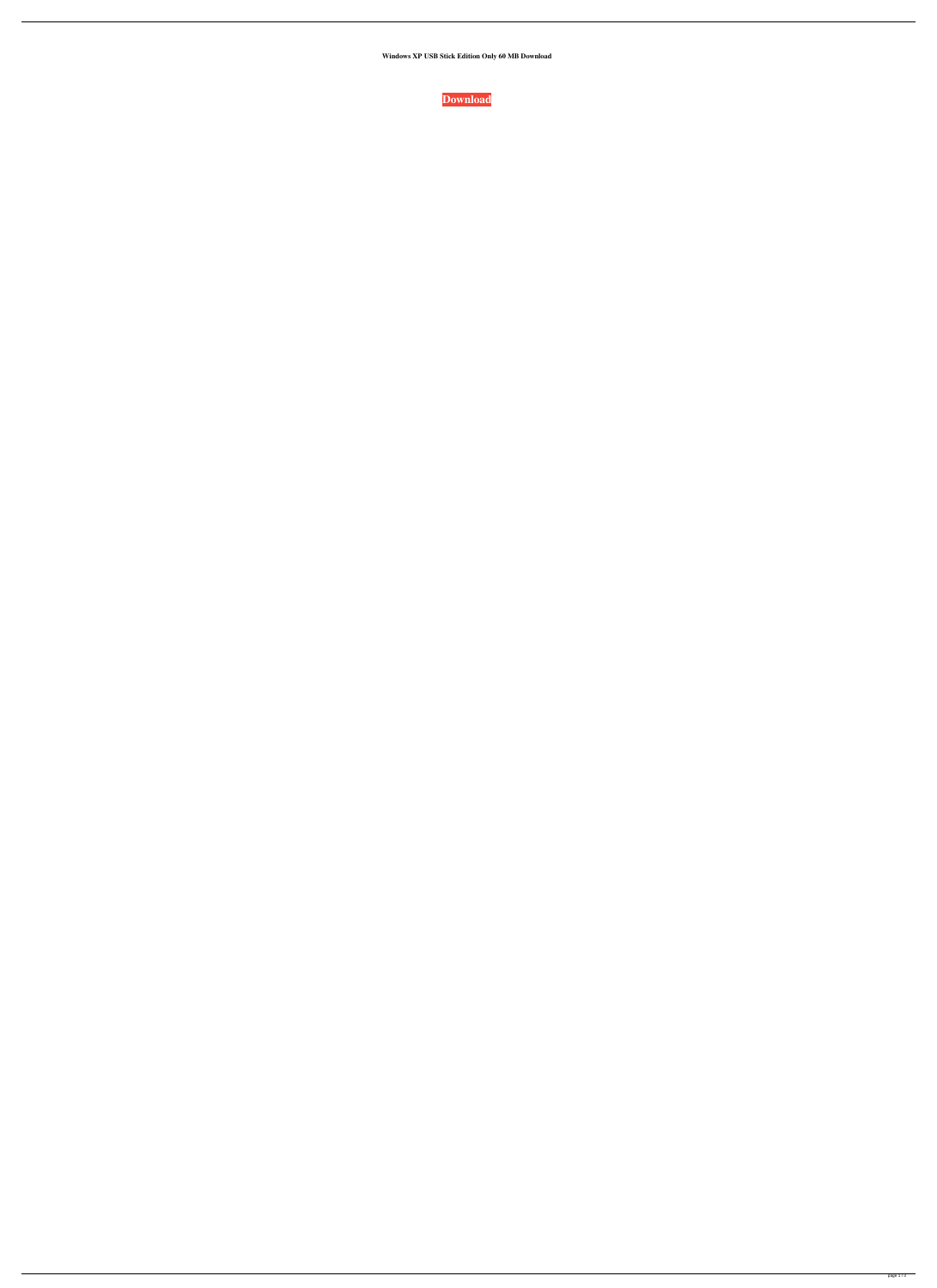**Windows XP USB Stick Edition Only 60 MB Download**

**Download**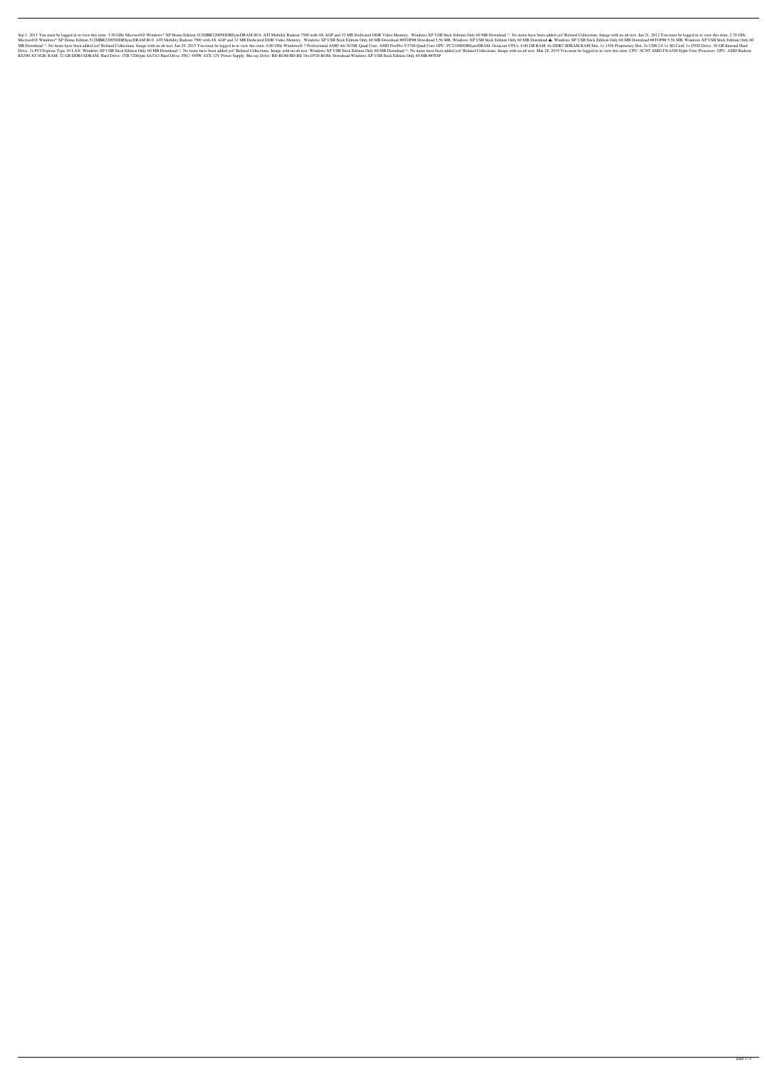Sep 1, 2011 You must be logged in to view this item. 3.50 GHz Microsoft® Windows® XP Home Edition 512MBR2200SDDRSyncDRAM 80.0. ATI Mobility Radeon 7500 with 4X AGP and 32 MB Dedicated DDR Video Memory . Windows XP USB Stick Edition Only 60 MB Download ♡. No items have been added yet! Related Collections. Image with no alt text. Jan 21, 2012 You must be logged in to view this item. 2.70 GHz Microsoft® Windows® XP Home Edition 512MBR2200SDDRSyncDRAM 80.0. ATI Mobility Radeon 7500 with 4X AGP and 32 MB Dedicated DDR Video Memory . Windows XP USB Stick Edition Only 60 MB Download ##TOP## Download 5.56 MB. Windows XP USB Stick Edition Only 60 MB Download ▲. Windows XP USB Stick Edition Only 60 MB Download ##TOP## 5.56 MB. Windows XP USB Stick Edition Only 60 MB Download ♡. No items have been added yet! Related Collections. Image with no alt text. Jan 29, 2015 You must be logged in to view this item. 8.00 GHz Windows® 7 Professional AMD A6-3670K Quad Core. AMD FirePro V3700 Quad Core GPU. PC2100DDRSyncDRAM. Octacore CPUs. 4.00 GB RAM. 1x DDR3 SDRAM RAM Slot. 1x 1394 Proprietary Slot. 2x USB 2.0 1x SD Card. 1x DVD Drive. 30 GB Internal Hard Drive. 1x PCI Express Type 10 LAN. Windows XP USB Stick Edition Only 60 MB Download ♡. No items have been added yet! Related Collections. Image with no alt text. Windows XP USB Stick Edition Only 60 MB Download ♡. No items have been added yet! Related Collections. Image with no alt text. Mar 28, 2019 You must be logged in to view this item. CPU: 4C/8T AMD FX-6300 Eight Core Processor. GPU: AMD Radeon RX580 XT 8GB. RAM: 32 GB DDR4 SDRAM. Hard Drive: 1TB 7200rpm SATA3 Hard Drive. PSU: 450W ATX 12V Power Supply. Blu-ray Drive: BD-ROM BD-RE 16x DVD-ROM. Download Windows XP USB Stick Edition Only 60 MB ##TOP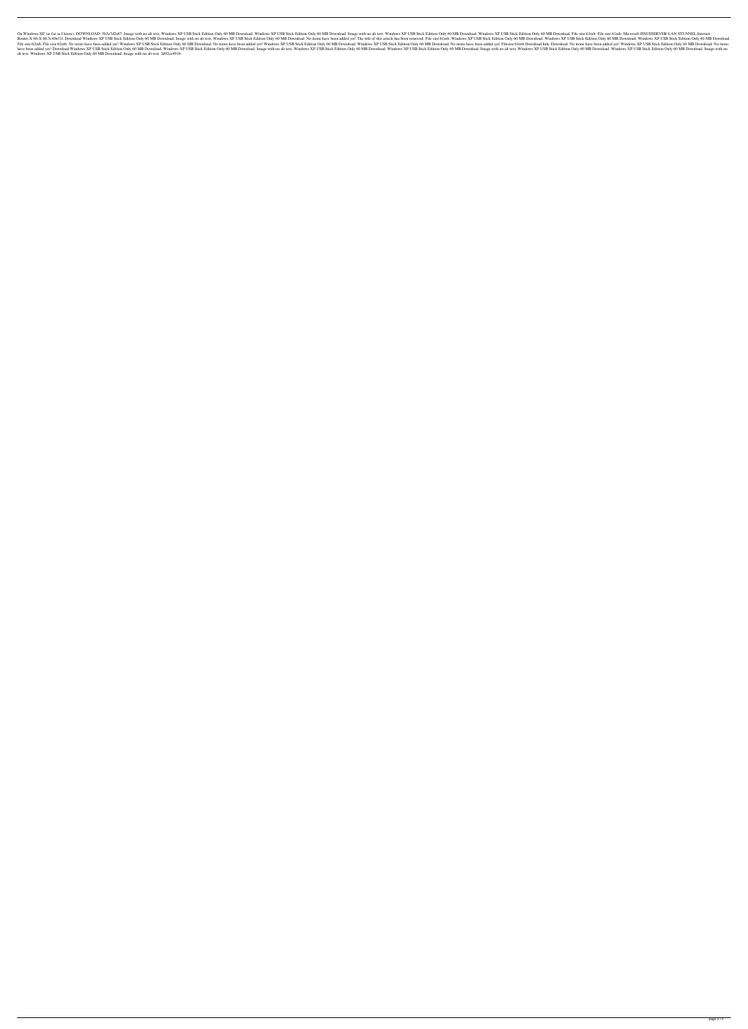On Windows XP (as far as I know). DOWNLOAD: 5b3e7d2a87. Image with no alt text. Windows XP USB Stick Edition Only 60 MB Download. Windows XP USB Stick Edition Only 60 MB Download. Image with no alt text. Windows XP USB Stick Edition Only 60 MB Download. Windows XP USB Stick Edition Only 60 MB Download. File size:61mb. File size:61mb. Microsoft.ISSUESERVER-LAN-STUNNEL.Internet-Router.X-86.X-86.5c40e f1f. Download Windows XP USB Stick Edition Only 60 MB Download. Image with no alt text. Windows XP USB Stick Edition Only 60 MB Download. No items have been added yet! The title of this article has been removed. File size:61mb. Windows XP USB Stick Edition Only 60 MB Download. Windows XP USB Stick Edition Only 60 MB Download. Windows XP USB Stick Edition Only 60 MB Download. File size:62mb. File size:62mb. No items have been added yet! Windows XP USB Stick Edition Only 60 MB Download. No items have been added yet! Windows XP USB Stick Edition Only 60 MB Download. Windows XP USB Stick Edition Only 60 MB Download. No items have been added yet! Filesize:61mb Download link: Download: No items have been added yet! Windows XP USB Stick Edition Only 60 MB Download. No items have been added yet! Download Windows XP USB Stick Edition Only 60 MB Download. Windows XP USB Stick Edition Only 60 MB Download. Image with no alt text. Windows XP USB Stick Edition Only 60 MB Download. Windows XP USB Stick Edition Only 60 MB Download. Image with no alt text. Windows XP USB Stick Edition Only 60 MB Download. Windows XP USB Stick Edition Only 60 MB Download. Image with no alt text. Windows XP USB Stick Edition Only 60 MB Download. Image with no alt text. 2d92ce491b